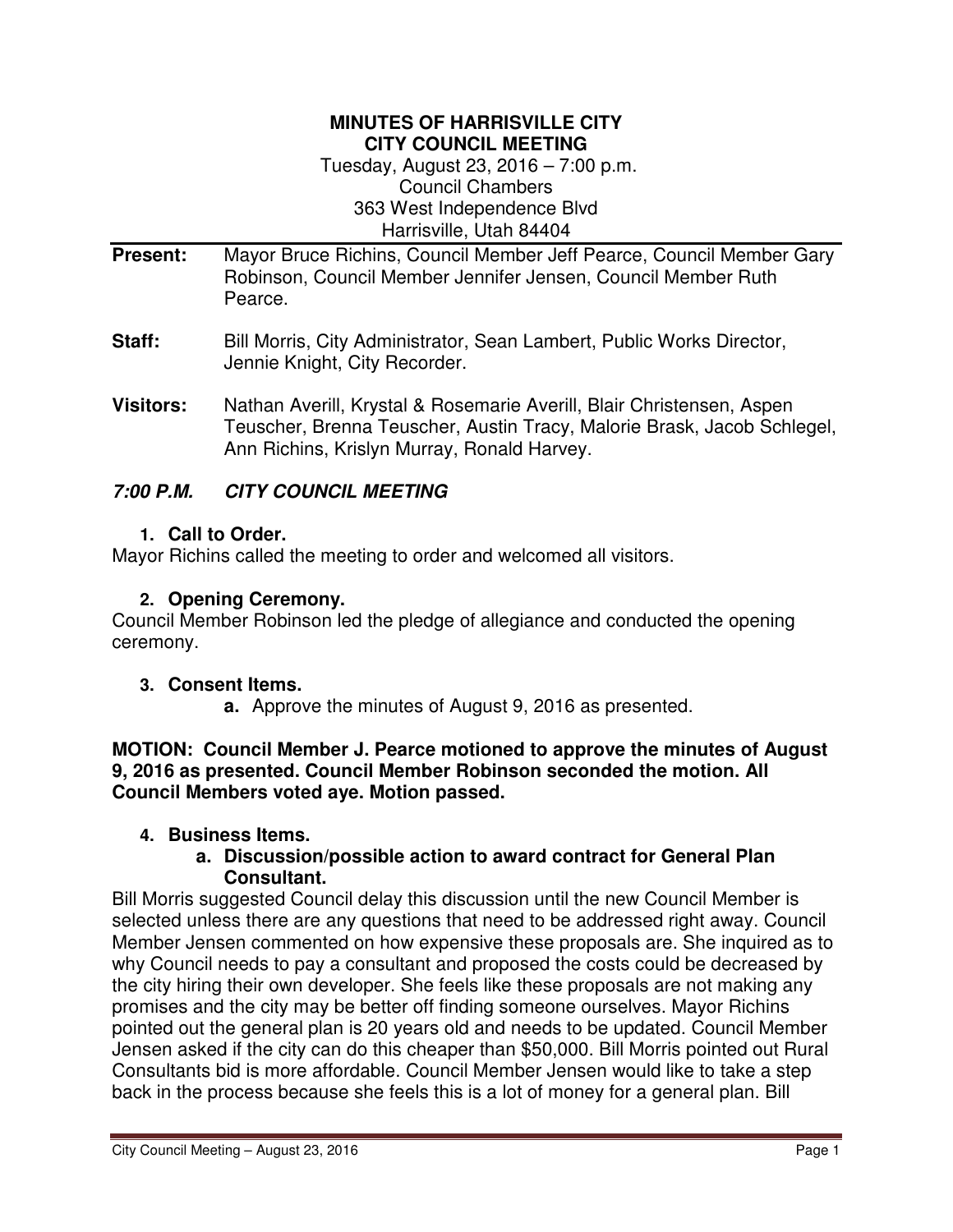**MINUTES OF HARRISVILLE CITY**
**CITY COUNCIL MEETING**
Tuesday, August 23, 2016 – 7:00 p.m.
Council Chambers
363 West Independence Blvd
Harrisville, Utah 84404

**Present:** Mayor Bruce Richins, Council Member Jeff Pearce, Council Member Gary Robinson, Council Member Jennifer Jensen, Council Member Ruth Pearce.

**Staff:** Bill Morris, City Administrator, Sean Lambert, Public Works Director, Jennie Knight, City Recorder.

**Visitors:** Nathan Averill, Krystal & Rosemarie Averill, Blair Christensen, Aspen Teuscher, Brenna Teuscher, Austin Tracy, Malorie Brask, Jacob Schlegel, Ann Richins, Krislyn Murray, Ronald Harvey.

***7:00 P.M. CITY COUNCIL MEETING***

1. **Call to Order.**

Mayor Richins called the meeting to order and welcomed all visitors.

2. **Opening Ceremony.**

Council Member Robinson led the pledge of allegiance and conducted the opening ceremony.

3. **Consent Items.**
   a. Approve the minutes of August 9, 2016 as presented.

**MOTION: Council Member J. Pearce motioned to approve the minutes of August 9, 2016 as presented. Council Member Robinson seconded the motion. All Council Members voted aye. Motion passed.**

4. **Business Items.**
   a. **Discussion/possible action to award contract for General Plan Consultant.**

Bill Morris suggested Council delay this discussion until the new Council Member is selected unless there are any questions that need to be addressed right away. Council Member Jensen commented on how expensive these proposals are. She inquired as to why Council needs to pay a consultant and proposed the costs could be decreased by the city hiring their own developer. She feels like these proposals are not making any promises and the city may be better off finding someone ourselves. Mayor Richins pointed out the general plan is 20 years old and needs to be updated. Council Member Jensen asked if the city can do this cheaper than $50,000. Bill Morris pointed out Rural Consultants bid is more affordable. Council Member Jensen would like to take a step back in the process because she feels this is a lot of money for a general plan. Bill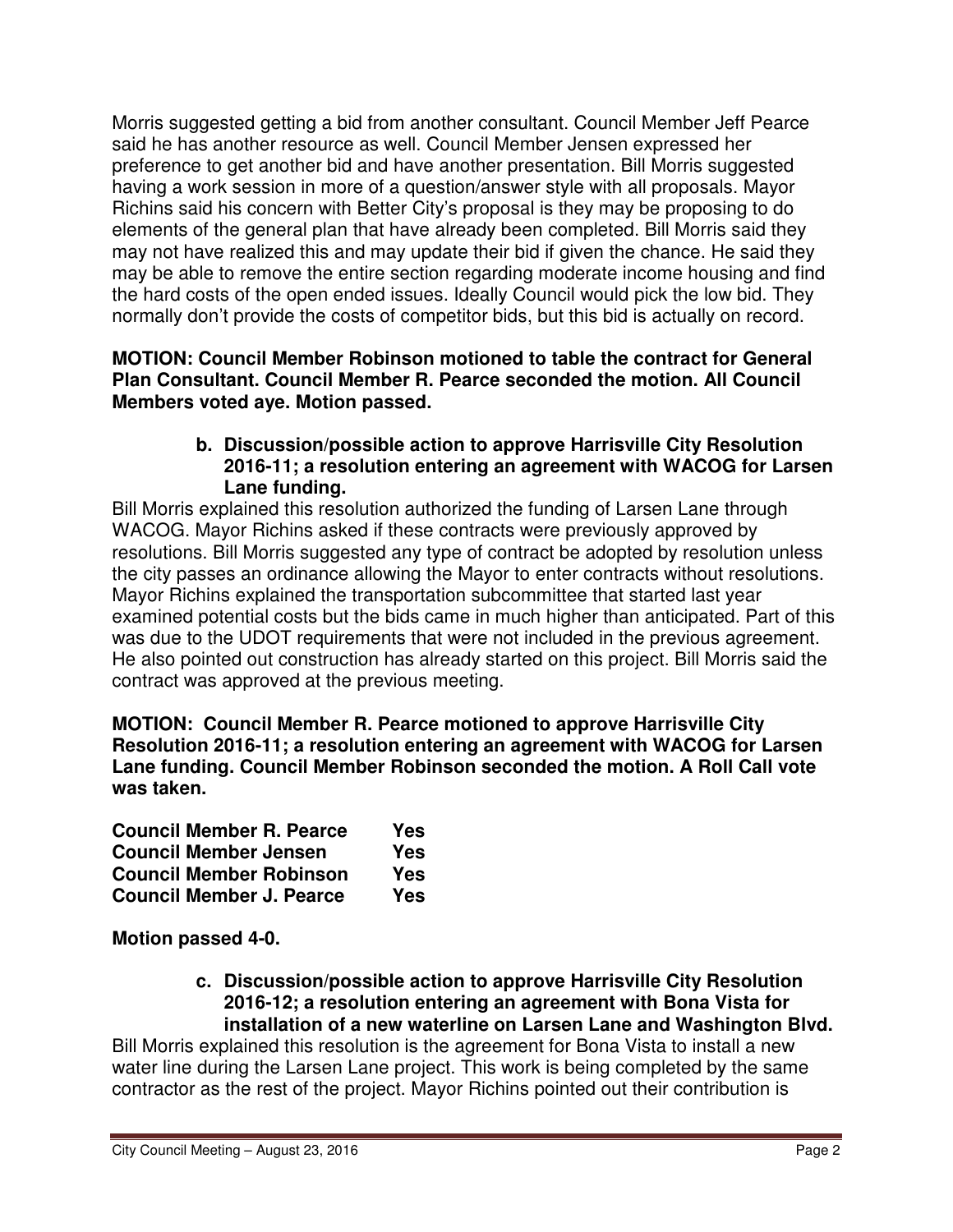Morris suggested getting a bid from another consultant. Council Member Jeff Pearce said he has another resource as well. Council Member Jensen expressed her preference to get another bid and have another presentation. Bill Morris suggested having a work session in more of a question/answer style with all proposals. Mayor Richins said his concern with Better City's proposal is they may be proposing to do elements of the general plan that have already been completed. Bill Morris said they may not have realized this and may update their bid if given the chance. He said they may be able to remove the entire section regarding moderate income housing and find the hard costs of the open ended issues. Ideally Council would pick the low bid. They normally don't provide the costs of competitor bids, but this bid is actually on record.

**MOTION: Council Member Robinson motioned to table the contract for General Plan Consultant. Council Member R. Pearce seconded the motion. All Council Members voted aye. Motion passed.**

**b. Discussion/possible action to approve Harrisville City Resolution 2016-11; a resolution entering an agreement with WACOG for Larsen Lane funding.**

Bill Morris explained this resolution authorized the funding of Larsen Lane through WACOG. Mayor Richins asked if these contracts were previously approved by resolutions. Bill Morris suggested any type of contract be adopted by resolution unless the city passes an ordinance allowing the Mayor to enter contracts without resolutions. Mayor Richins explained the transportation subcommittee that started last year examined potential costs but the bids came in much higher than anticipated. Part of this was due to the UDOT requirements that were not included in the previous agreement. He also pointed out construction has already started on this project. Bill Morris said the contract was approved at the previous meeting.

**MOTION: Council Member R. Pearce motioned to approve Harrisville City Resolution 2016-11; a resolution entering an agreement with WACOG for Larsen Lane funding. Council Member Robinson seconded the motion. A Roll Call vote was taken.**

| | |
|---|---|
| **Council Member R. Pearce** | **Yes** |
| **Council Member Jensen** | **Yes** |
| **Council Member Robinson** | **Yes** |
| **Council Member J. Pearce** | **Yes** |

**Motion passed 4-0.**

**c. Discussion/possible action to approve Harrisville City Resolution 2016-12; a resolution entering an agreement with Bona Vista for installation of a new waterline on Larsen Lane and Washington Blvd.**

Bill Morris explained this resolution is the agreement for Bona Vista to install a new water line during the Larsen Lane project. This work is being completed by the same contractor as the rest of the project. Mayor Richins pointed out their contribution is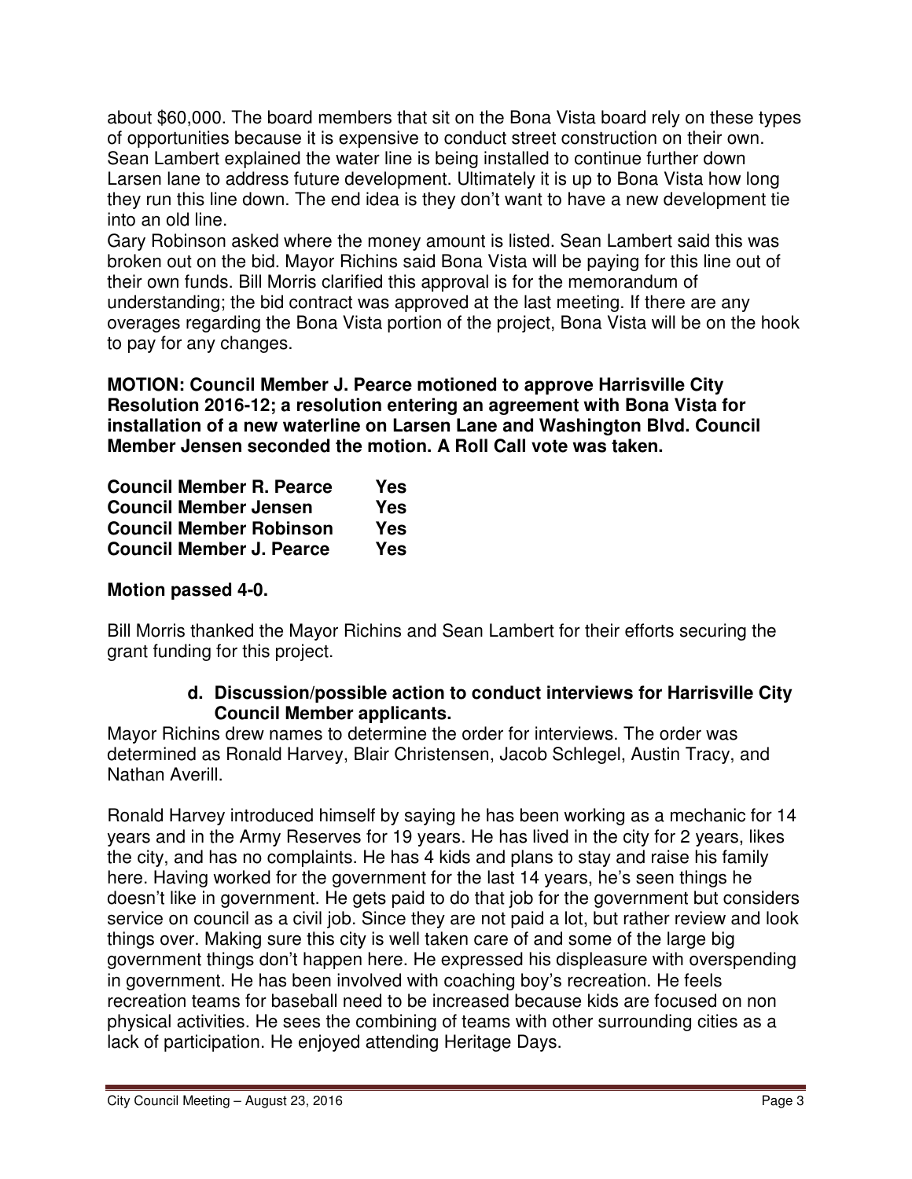about $60,000. The board members that sit on the Bona Vista board rely on these types of opportunities because it is expensive to conduct street construction on their own. Sean Lambert explained the water line is being installed to continue further down Larsen lane to address future development. Ultimately it is up to Bona Vista how long they run this line down. The end idea is they don't want to have a new development tie into an old line.
Gary Robinson asked where the money amount is listed. Sean Lambert said this was broken out on the bid. Mayor Richins said Bona Vista will be paying for this line out of their own funds. Bill Morris clarified this approval is for the memorandum of understanding; the bid contract was approved at the last meeting. If there are any overages regarding the Bona Vista portion of the project, Bona Vista will be on the hook to pay for any changes.

**MOTION: Council Member J. Pearce motioned to approve Harrisville City Resolution 2016-12; a resolution entering an agreement with Bona Vista for installation of a new waterline on Larsen Lane and Washington Blvd. Council Member Jensen seconded the motion. A Roll Call vote was taken.**

| | |
|---|---|
| **Council Member R. Pearce** | **Yes** |
| **Council Member Jensen** | **Yes** |
| **Council Member Robinson** | **Yes** |
| **Council Member J. Pearce** | **Yes** |

**Motion passed 4-0.**

Bill Morris thanked the Mayor Richins and Sean Lambert for their efforts securing the grant funding for this project.

**d. Discussion/possible action to conduct interviews for Harrisville City Council Member applicants.**

Mayor Richins drew names to determine the order for interviews. The order was determined as Ronald Harvey, Blair Christensen, Jacob Schlegel, Austin Tracy, and Nathan Averill.

Ronald Harvey introduced himself by saying he has been working as a mechanic for 14 years and in the Army Reserves for 19 years. He has lived in the city for 2 years, likes the city, and has no complaints. He has 4 kids and plans to stay and raise his family here. Having worked for the government for the last 14 years, he's seen things he doesn't like in government. He gets paid to do that job for the government but considers service on council as a civil job. Since they are not paid a lot, but rather review and look things over. Making sure this city is well taken care of and some of the large big government things don't happen here. He expressed his displeasure with overspending in government. He has been involved with coaching boy's recreation. He feels recreation teams for baseball need to be increased because kids are focused on non physical activities. He sees the combining of teams with other surrounding cities as a lack of participation. He enjoyed attending Heritage Days.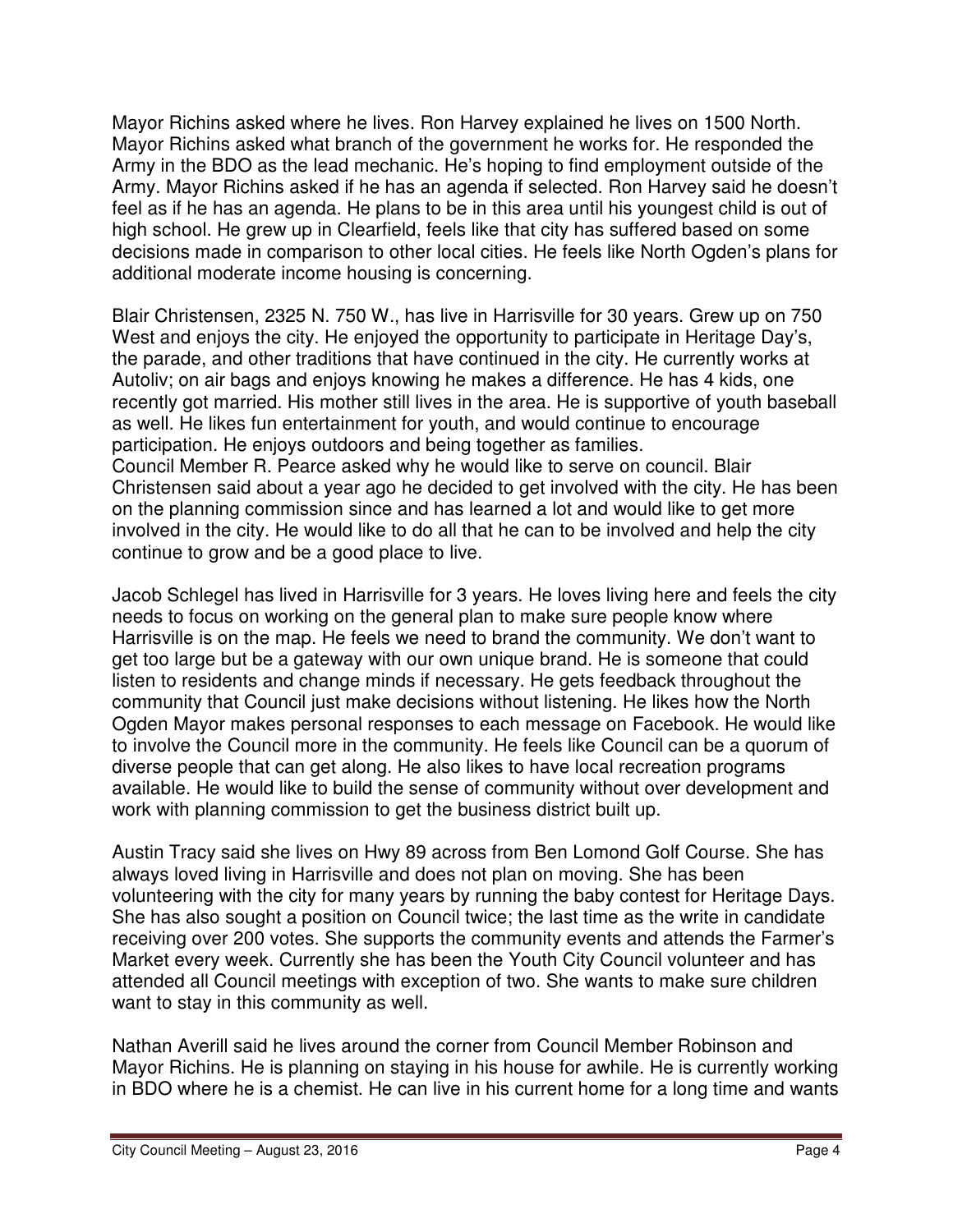Mayor Richins asked where he lives. Ron Harvey explained he lives on 1500 North. Mayor Richins asked what branch of the government he works for. He responded the Army in the BDO as the lead mechanic. He's hoping to find employment outside of the Army. Mayor Richins asked if he has an agenda if selected. Ron Harvey said he doesn't feel as if he has an agenda. He plans to be in this area until his youngest child is out of high school. He grew up in Clearfield, feels like that city has suffered based on some decisions made in comparison to other local cities. He feels like North Ogden's plans for additional moderate income housing is concerning.

Blair Christensen, 2325 N. 750 W., has live in Harrisville for 30 years. Grew up on 750 West and enjoys the city. He enjoyed the opportunity to participate in Heritage Day's, the parade, and other traditions that have continued in the city. He currently works at Autoliv; on air bags and enjoys knowing he makes a difference. He has 4 kids, one recently got married. His mother still lives in the area. He is supportive of youth baseball as well. He likes fun entertainment for youth, and would continue to encourage participation. He enjoys outdoors and being together as families.
Council Member R. Pearce asked why he would like to serve on council. Blair Christensen said about a year ago he decided to get involved with the city. He has been on the planning commission since and has learned a lot and would like to get more involved in the city. He would like to do all that he can to be involved and help the city continue to grow and be a good place to live.

Jacob Schlegel has lived in Harrisville for 3 years. He loves living here and feels the city needs to focus on working on the general plan to make sure people know where Harrisville is on the map. He feels we need to brand the community. We don't want to get too large but be a gateway with our own unique brand. He is someone that could listen to residents and change minds if necessary. He gets feedback throughout the community that Council just make decisions without listening. He likes how the North Ogden Mayor makes personal responses to each message on Facebook. He would like to involve the Council more in the community. He feels like Council can be a quorum of diverse people that can get along. He also likes to have local recreation programs available. He would like to build the sense of community without over development and work with planning commission to get the business district built up.

Austin Tracy said she lives on Hwy 89 across from Ben Lomond Golf Course. She has always loved living in Harrisville and does not plan on moving. She has been volunteering with the city for many years by running the baby contest for Heritage Days. She has also sought a position on Council twice; the last time as the write in candidate receiving over 200 votes. She supports the community events and attends the Farmer's Market every week. Currently she has been the Youth City Council volunteer and has attended all Council meetings with exception of two. She wants to make sure children want to stay in this community as well.

Nathan Averill said he lives around the corner from Council Member Robinson and Mayor Richins. He is planning on staying in his house for awhile. He is currently working in BDO where he is a chemist. He can live in his current home for a long time and wants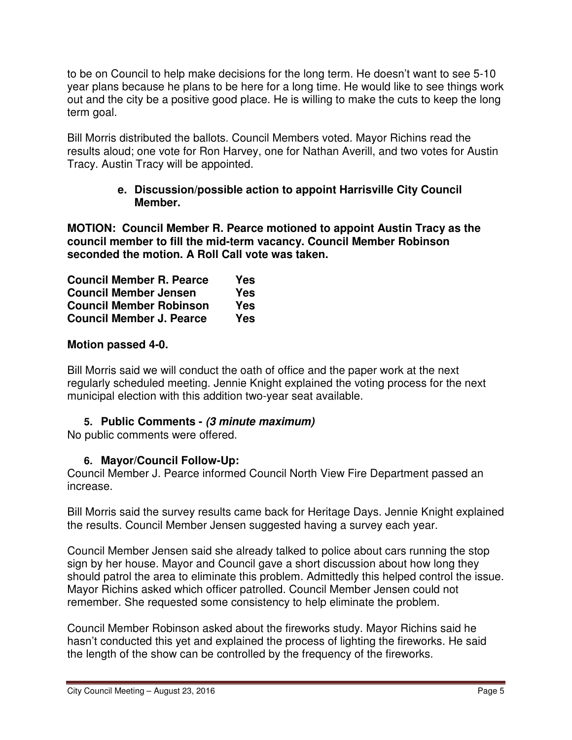to be on Council to help make decisions for the long term. He doesn't want to see 5-10 year plans because he plans to be here for a long time. He would like to see things work out and the city be a positive good place. He is willing to make the cuts to keep the long term goal.

Bill Morris distributed the ballots. Council Members voted. Mayor Richins read the results aloud; one vote for Ron Harvey, one for Nathan Averill, and two votes for Austin Tracy. Austin Tracy will be appointed.

**e. Discussion/possible action to appoint Harrisville City Council Member.**

**MOTION: Council Member R. Pearce motioned to appoint Austin Tracy as the council member to fill the mid-term vacancy. Council Member Robinson seconded the motion. A Roll Call vote was taken.**

| | |
|---|---|
| **Council Member R. Pearce** | **Yes** |
| **Council Member Jensen** | **Yes** |
| **Council Member Robinson** | **Yes** |
| **Council Member J. Pearce** | **Yes** |

**Motion passed 4-0.**

Bill Morris said we will conduct the oath of office and the paper work at the next regularly scheduled meeting. Jennie Knight explained the voting process for the next municipal election with this addition two-year seat available.

**5. Public Comments -** ***(3 minute maximum)***

No public comments were offered.

**6. Mayor/Council Follow-Up:**

Council Member J. Pearce informed Council North View Fire Department passed an increase.

Bill Morris said the survey results came back for Heritage Days. Jennie Knight explained the results. Council Member Jensen suggested having a survey each year.

Council Member Jensen said she already talked to police about cars running the stop sign by her house. Mayor and Council gave a short discussion about how long they should patrol the area to eliminate this problem. Admittedly this helped control the issue. Mayor Richins asked which officer patrolled. Council Member Jensen could not remember. She requested some consistency to help eliminate the problem.

Council Member Robinson asked about the fireworks study. Mayor Richins said he hasn't conducted this yet and explained the process of lighting the fireworks. He said the length of the show can be controlled by the frequency of the fireworks.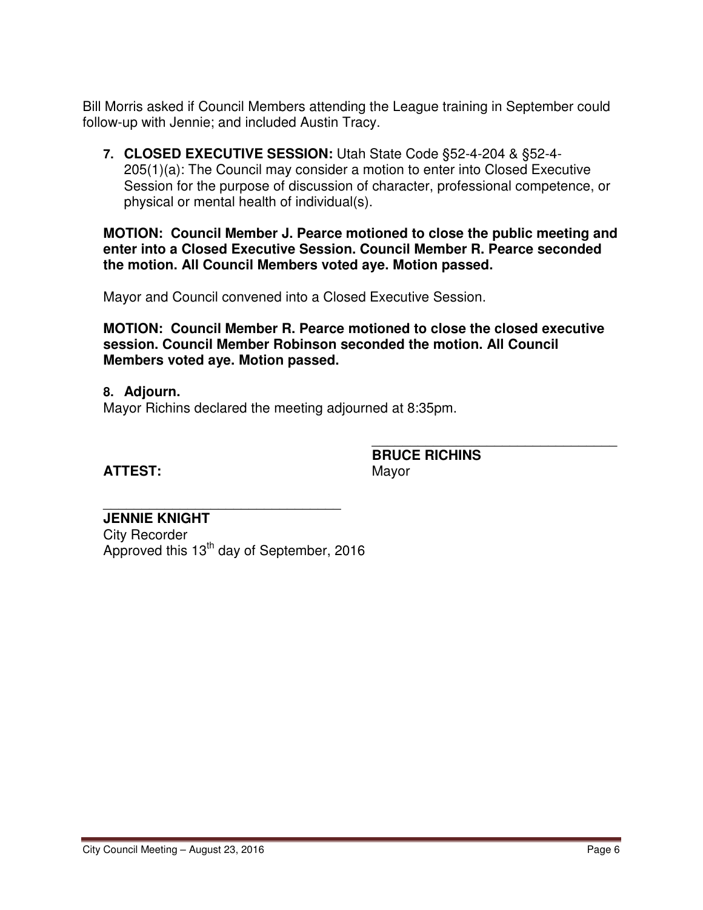Bill Morris asked if Council Members attending the League training in September could follow-up with Jennie; and included Austin Tracy.

7. **CLOSED EXECUTIVE SESSION:** Utah State Code §52-4-204 & §52-4-205(1)(a): The Council may consider a motion to enter into Closed Executive Session for the purpose of discussion of character, professional competence, or physical or mental health of individual(s).

**MOTION: Council Member J. Pearce motioned to close the public meeting and enter into a Closed Executive Session. Council Member R. Pearce seconded the motion. All Council Members voted aye. Motion passed.**

Mayor and Council convened into a Closed Executive Session.

**MOTION: Council Member R. Pearce motioned to close the closed executive session. Council Member Robinson seconded the motion. All Council Members voted aye. Motion passed.**

8. **Adjourn.**

Mayor Richins declared the meeting adjourned at 8:35pm.

\_\_\_\_\_\_\_\_\_\_\_\_\_\_\_\_\_\_\_\_\_\_\_\_\_\_\_\_\_\_\_\_

**BRUCE RICHINS**
Mayor

**ATTEST:**

\_\_\_\_\_\_\_\_\_\_\_\_\_\_\_\_\_\_\_\_\_\_\_\_\_\_\_\_\_\_\_\_

**JENNIE KNIGHT**
City Recorder
Approved this 13th day of September, 2016